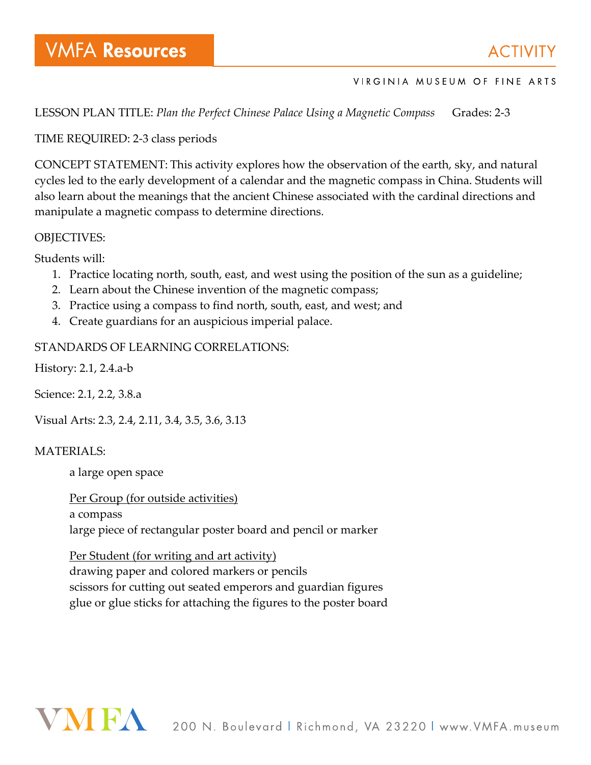LESSON PLAN TITLE: *Plan the Perfect Chinese Palace Using a Magnetic Compass* Grades: 2-3

TIME REQUIRED: 2-3 class periods

CONCEPT STATEMENT: This activity explores how the observation of the earth, sky, and natural cycles led to the early development of a calendar and the magnetic compass in China. Students will also learn about the meanings that the ancient Chinese associated with the cardinal directions and manipulate a magnetic compass to determine directions.

OBJECTIVES:

Students will:

1. Practice locating north, south, east, and west using the position of the sun as a guideline;
2. Learn about the Chinese invention of the magnetic compass;
3. Practice using a compass to find north, south, east, and west; and
4. Create guardians for an auspicious imperial palace.

STANDARDS OF LEARNING CORRELATIONS:

History: 2.1, 2.4.a-b

Science: 2.1, 2.2, 3.8.a

Visual Arts: 2.3, 2.4, 2.11, 3.4, 3.5, 3.6, 3.13

MATERIALS:

a large open space

Per Group (for outside activities)
a compass
large piece of rectangular poster board and pencil or marker

Per Student (for writing and art activity)
drawing paper and colored markers or pencils
scissors for cutting out seated emperors and guardian figures
glue or glue sticks for attaching the figures to the poster board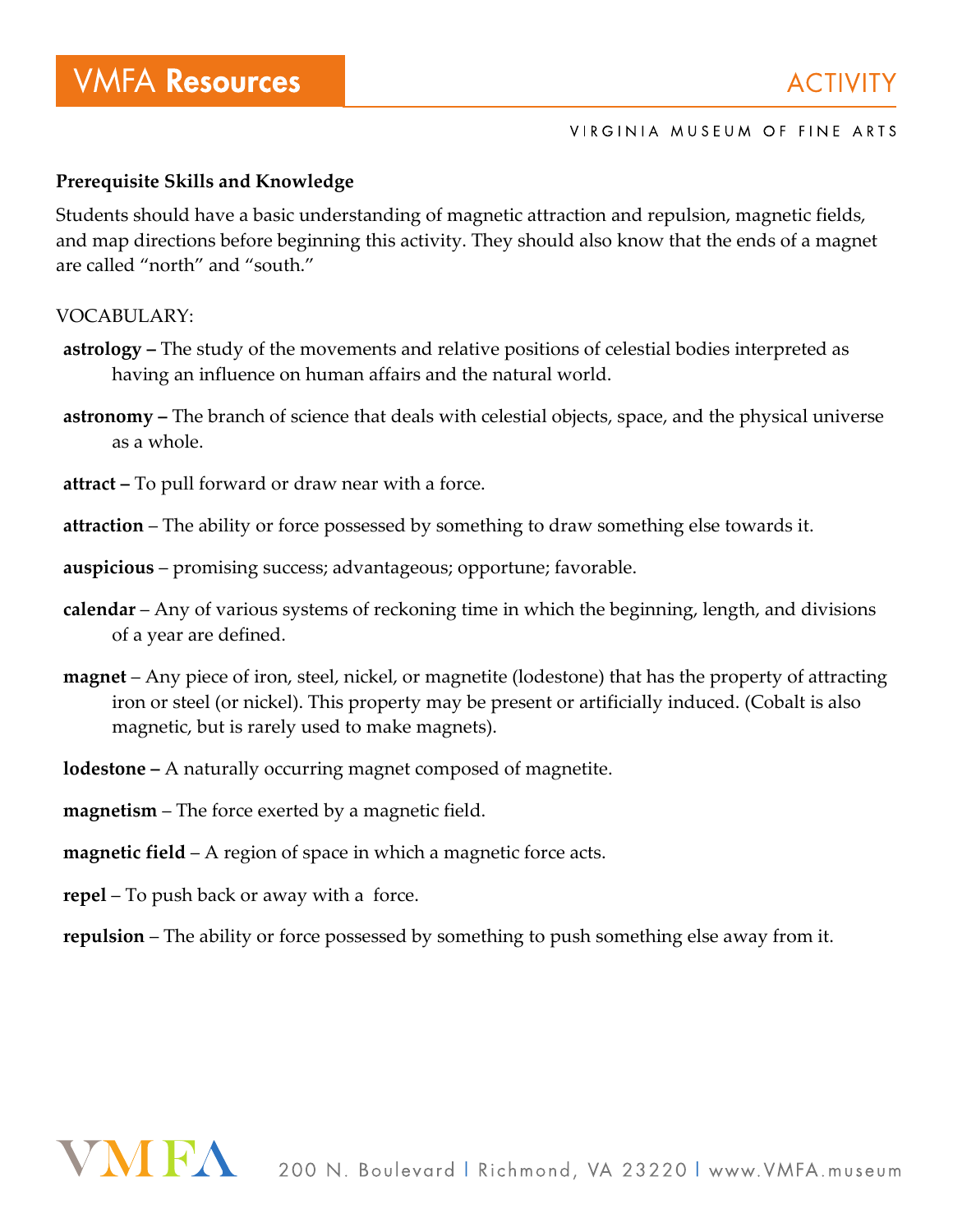### Prerequisite Skills and Knowledge

Students should have a basic understanding of magnetic attraction and repulsion, magnetic fields, and map directions before beginning this activity. They should also know that the ends of a magnet are called "north" and "south."

VOCABULARY:

**astrology –** The study of the movements and relative positions of celestial bodies interpreted as having an influence on human affairs and the natural world.

**astronomy –** The branch of science that deals with celestial objects, space, and the physical universe as a whole.

**attract –** To pull forward or draw near with a force.

**attraction** – The ability or force possessed by something to draw something else towards it.

**auspicious** – promising success; advantageous; opportune; favorable.

**calendar** – Any of various systems of reckoning time in which the beginning, length, and divisions of a year are defined.

**magnet** – Any piece of iron, steel, nickel, or magnetite (lodestone) that has the property of attracting iron or steel (or nickel). This property may be present or artificially induced. (Cobalt is also magnetic, but is rarely used to make magnets).

**lodestone –** A naturally occurring magnet composed of magnetite.

**magnetism** – The force exerted by a magnetic field.

**magnetic field** – A region of space in which a magnetic force acts.

**repel** – To push back or away with a force.

**repulsion** – The ability or force possessed by something to push something else away from it.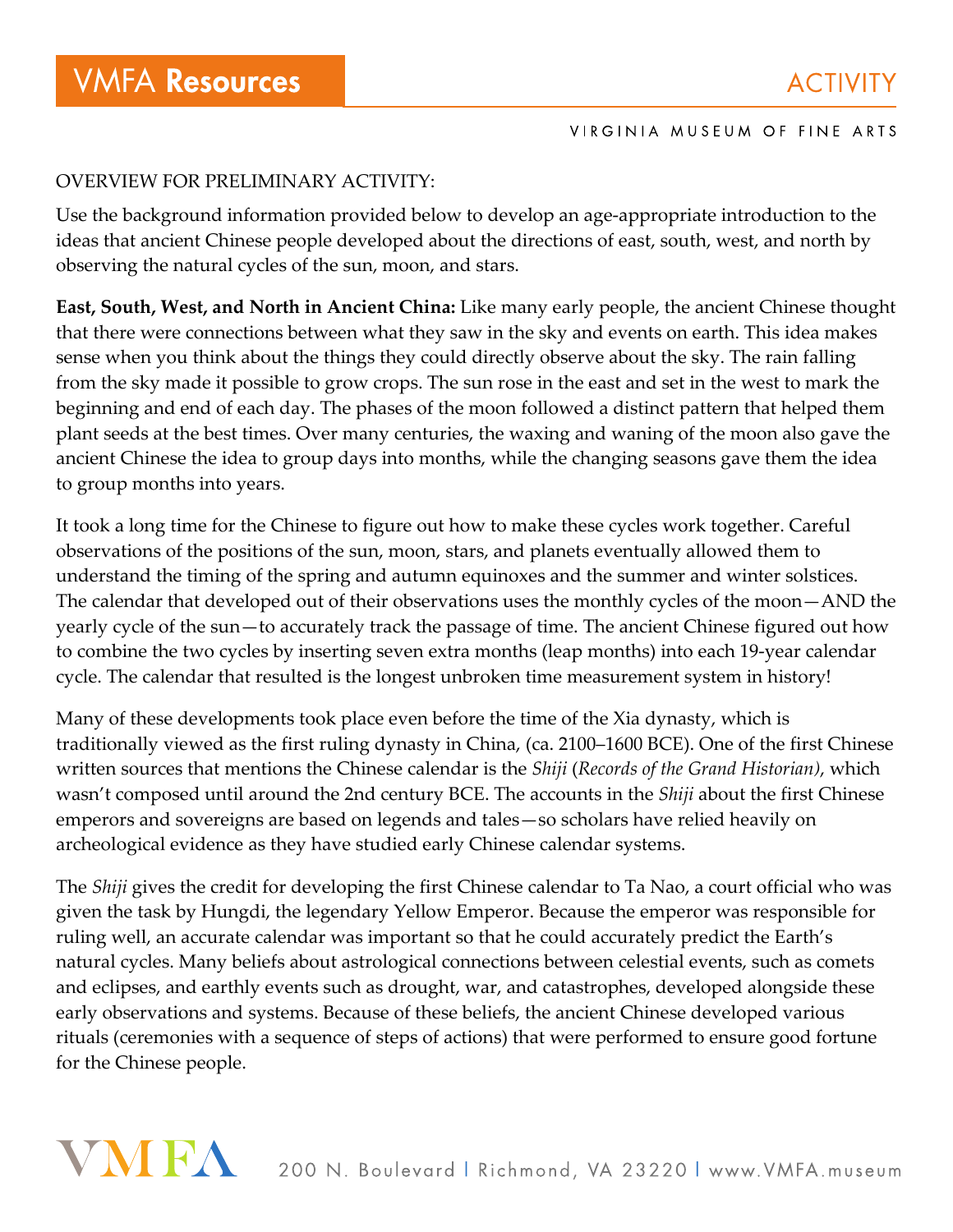OVERVIEW FOR PRELIMINARY ACTIVITY:

Use the background information provided below to develop an age-appropriate introduction to the ideas that ancient Chinese people developed about the directions of east, south, west, and north by observing the natural cycles of the sun, moon, and stars.

**East, South, West, and North in Ancient China:** Like many early people, the ancient Chinese thought that there were connections between what they saw in the sky and events on earth. This idea makes sense when you think about the things they could directly observe about the sky. The rain falling from the sky made it possible to grow crops. The sun rose in the east and set in the west to mark the beginning and end of each day. The phases of the moon followed a distinct pattern that helped them plant seeds at the best times. Over many centuries, the waxing and waning of the moon also gave the ancient Chinese the idea to group days into months, while the changing seasons gave them the idea to group months into years.

It took a long time for the Chinese to figure out how to make these cycles work together. Careful observations of the positions of the sun, moon, stars, and planets eventually allowed them to understand the timing of the spring and autumn equinoxes and the summer and winter solstices. The calendar that developed out of their observations uses the monthly cycles of the moon—AND the yearly cycle of the sun—to accurately track the passage of time. The ancient Chinese figured out how to combine the two cycles by inserting seven extra months (leap months) into each 19-year calendar cycle. The calendar that resulted is the longest unbroken time measurement system in history!

Many of these developments took place even before the time of the Xia dynasty, which is traditionally viewed as the first ruling dynasty in China, (ca. 2100–1600 BCE). One of the first Chinese written sources that mentions the Chinese calendar is the *Shiji* (*Records of the Grand Historian)*, which wasn't composed until around the 2nd century BCE. The accounts in the *Shiji* about the first Chinese emperors and sovereigns are based on legends and tales—so scholars have relied heavily on archeological evidence as they have studied early Chinese calendar systems.

The *Shiji* gives the credit for developing the first Chinese calendar to Ta Nao, a court official who was given the task by Hungdi, the legendary Yellow Emperor. Because the emperor was responsible for ruling well, an accurate calendar was important so that he could accurately predict the Earth's natural cycles. Many beliefs about astrological connections between celestial events, such as comets and eclipses, and earthly events such as drought, war, and catastrophes, developed alongside these early observations and systems. Because of these beliefs, the ancient Chinese developed various rituals (ceremonies with a sequence of steps of actions) that were performed to ensure good fortune for the Chinese people.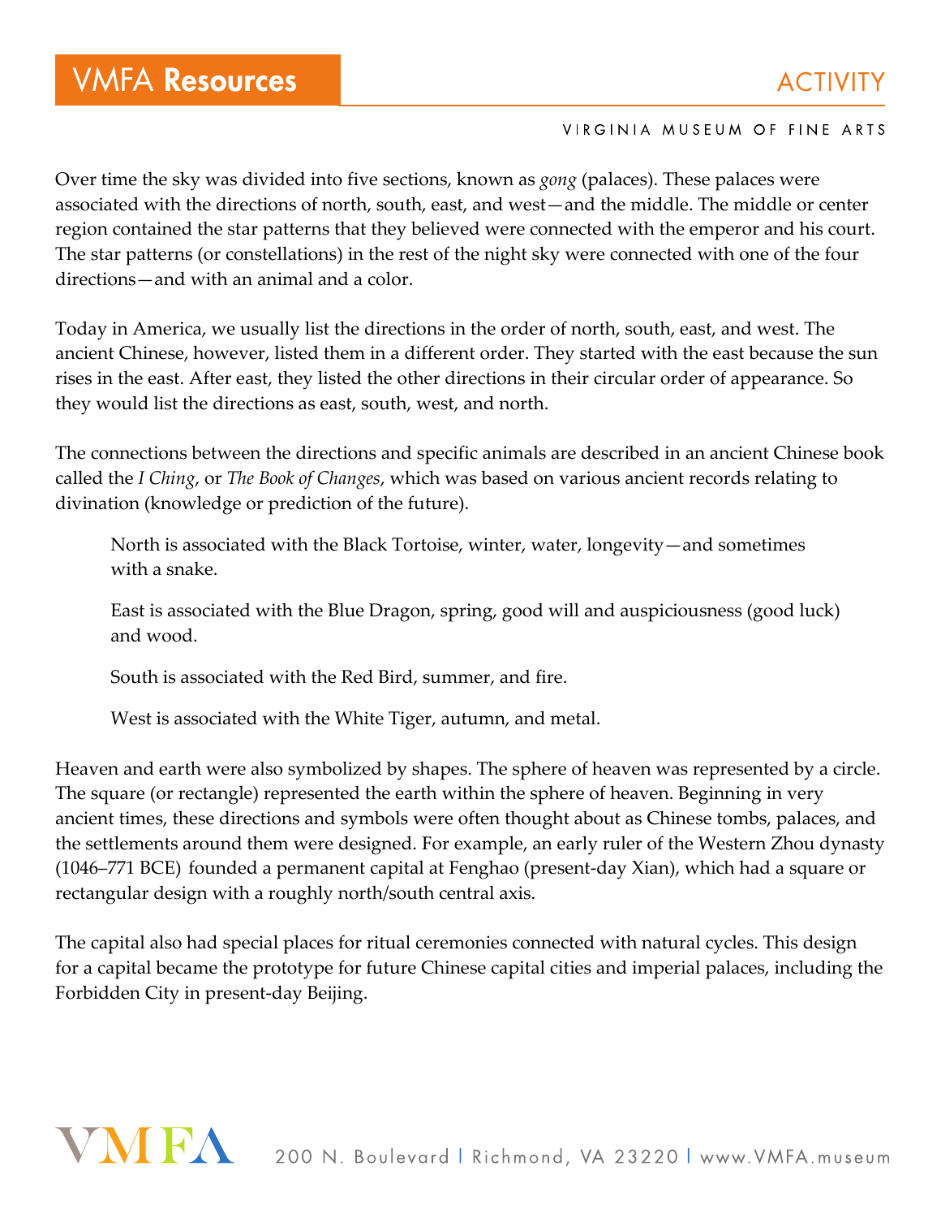Over time the sky was divided into five sections, known as *gong* (palaces). These palaces were associated with the directions of north, south, east, and west—and the middle. The middle or center region contained the star patterns that they believed were connected with the emperor and his court. The star patterns (or constellations) in the rest of the night sky were connected with one of the four directions—and with an animal and a color.

Today in America, we usually list the directions in the order of north, south, east, and west. The ancient Chinese, however, listed them in a different order. They started with the east because the sun rises in the east. After east, they listed the other directions in their circular order of appearance. So they would list the directions as east, south, west, and north.

The connections between the directions and specific animals are described in an ancient Chinese book called the *I Ching*, or *The Book of Changes*, which was based on various ancient records relating to divination (knowledge or prediction of the future).

> North is associated with the Black Tortoise, winter, water, longevity—and sometimes with a snake.
>
> East is associated with the Blue Dragon, spring, good will and auspiciousness (good luck) and wood.
>
> South is associated with the Red Bird, summer, and fire.
>
> West is associated with the White Tiger, autumn, and metal.

Heaven and earth were also symbolized by shapes. The sphere of heaven was represented by a circle. The square (or rectangle) represented the earth within the sphere of heaven. Beginning in very ancient times, these directions and symbols were often thought about as Chinese tombs, palaces, and the settlements around them were designed. For example, an early ruler of the Western Zhou dynasty (1046–771 BCE) founded a permanent capital at Fenghao (present-day Xian), which had a square or rectangular design with a roughly north/south central axis.

The capital also had special places for ritual ceremonies connected with natural cycles. This design for a capital became the prototype for future Chinese capital cities and imperial palaces, including the Forbidden City in present-day Beijing.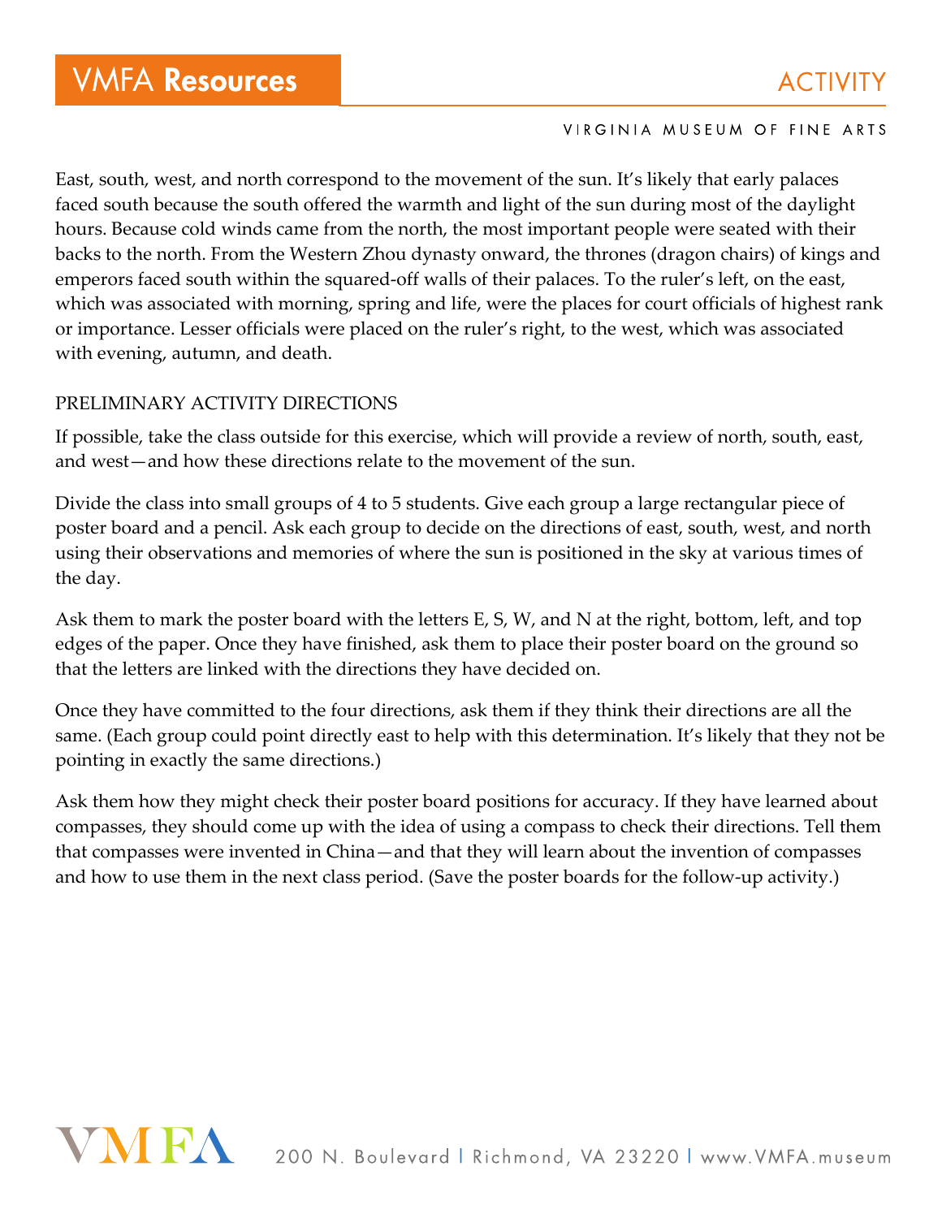East, south, west, and north correspond to the movement of the sun. It's likely that early palaces faced south because the south offered the warmth and light of the sun during most of the daylight hours. Because cold winds came from the north, the most important people were seated with their backs to the north. From the Western Zhou dynasty onward, the thrones (dragon chairs) of kings and emperors faced south within the squared-off walls of their palaces. To the ruler's left, on the east, which was associated with morning, spring and life, were the places for court officials of highest rank or importance. Lesser officials were placed on the ruler's right, to the west, which was associated with evening, autumn, and death.

## PRELIMINARY ACTIVITY DIRECTIONS

If possible, take the class outside for this exercise, which will provide a review of north, south, east, and west—and how these directions relate to the movement of the sun.

Divide the class into small groups of 4 to 5 students. Give each group a large rectangular piece of poster board and a pencil. Ask each group to decide on the directions of east, south, west, and north using their observations and memories of where the sun is positioned in the sky at various times of the day.

Ask them to mark the poster board with the letters E, S, W, and N at the right, bottom, left, and top edges of the paper. Once they have finished, ask them to place their poster board on the ground so that the letters are linked with the directions they have decided on.

Once they have committed to the four directions, ask them if they think their directions are all the same. (Each group could point directly east to help with this determination. It's likely that they not be pointing in exactly the same directions.)

Ask them how they might check their poster board positions for accuracy. If they have learned about compasses, they should come up with the idea of using a compass to check their directions. Tell them that compasses were invented in China—and that they will learn about the invention of compasses and how to use them in the next class period. (Save the poster boards for the follow-up activity.)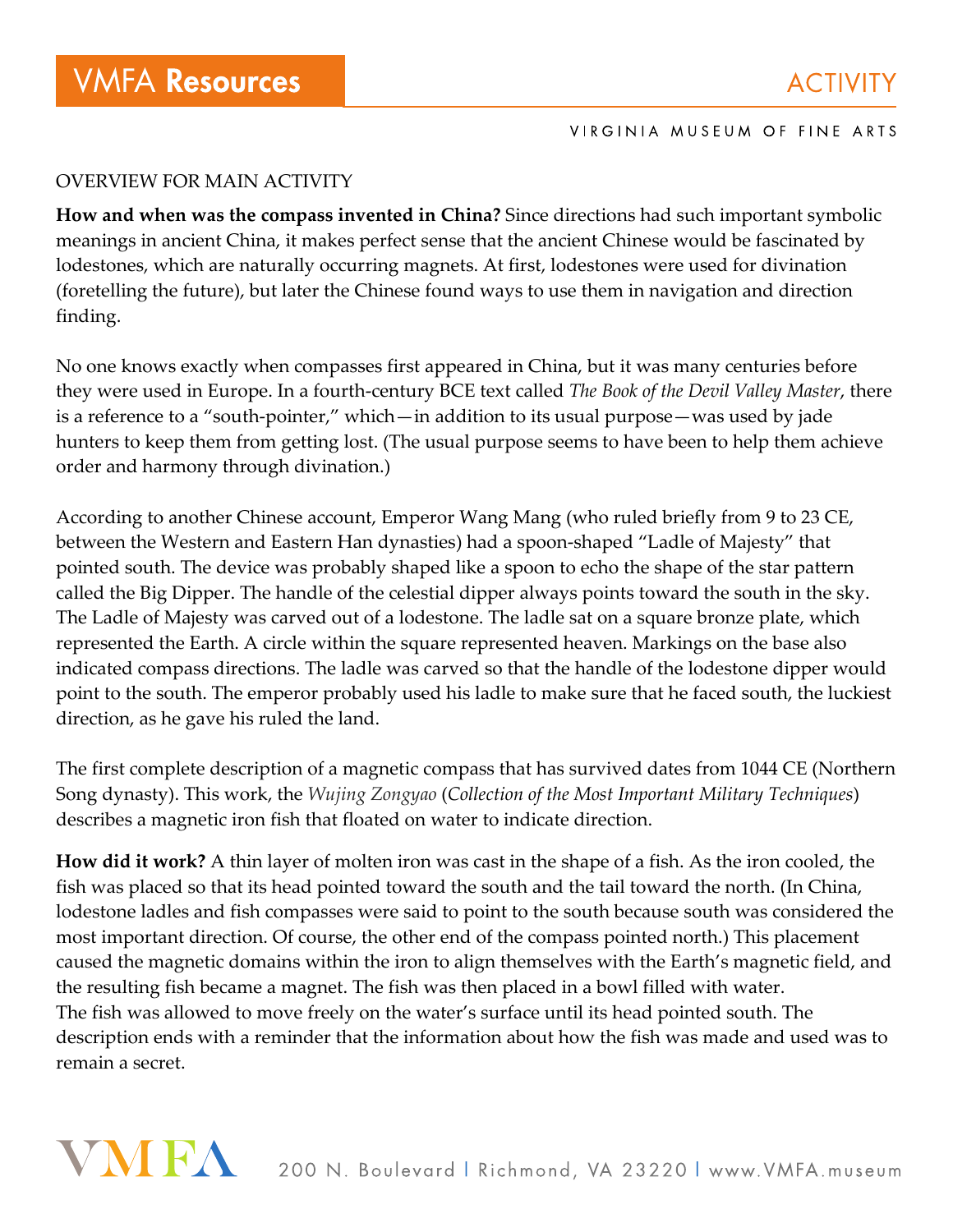OVERVIEW FOR MAIN ACTIVITY

**How and when was the compass invented in China?** Since directions had such important symbolic meanings in ancient China, it makes perfect sense that the ancient Chinese would be fascinated by lodestones, which are naturally occurring magnets. At first, lodestones were used for divination (foretelling the future), but later the Chinese found ways to use them in navigation and direction finding.

No one knows exactly when compasses first appeared in China, but it was many centuries before they were used in Europe. In a fourth-century BCE text called *The Book of the Devil Valley Master*, there is a reference to a "south-pointer," which—in addition to its usual purpose—was used by jade hunters to keep them from getting lost. (The usual purpose seems to have been to help them achieve order and harmony through divination.)

According to another Chinese account, Emperor Wang Mang (who ruled briefly from 9 to 23 CE, between the Western and Eastern Han dynasties) had a spoon-shaped "Ladle of Majesty" that pointed south. The device was probably shaped like a spoon to echo the shape of the star pattern called the Big Dipper. The handle of the celestial dipper always points toward the south in the sky. The Ladle of Majesty was carved out of a lodestone. The ladle sat on a square bronze plate, which represented the Earth. A circle within the square represented heaven. Markings on the base also indicated compass directions. The ladle was carved so that the handle of the lodestone dipper would point to the south. The emperor probably used his ladle to make sure that he faced south, the luckiest direction, as he gave his ruled the land.

The first complete description of a magnetic compass that has survived dates from 1044 CE (Northern Song dynasty). This work, the *Wujing Zongyao* (*Collection of the Most Important Military Techniques*) describes a magnetic iron fish that floated on water to indicate direction.

**How did it work?** A thin layer of molten iron was cast in the shape of a fish. As the iron cooled, the fish was placed so that its head pointed toward the south and the tail toward the north. (In China, lodestone ladles and fish compasses were said to point to the south because south was considered the most important direction. Of course, the other end of the compass pointed north.) This placement caused the magnetic domains within the iron to align themselves with the Earth's magnetic field, and the resulting fish became a magnet. The fish was then placed in a bowl filled with water. The fish was allowed to move freely on the water's surface until its head pointed south. The description ends with a reminder that the information about how the fish was made and used was to remain a secret.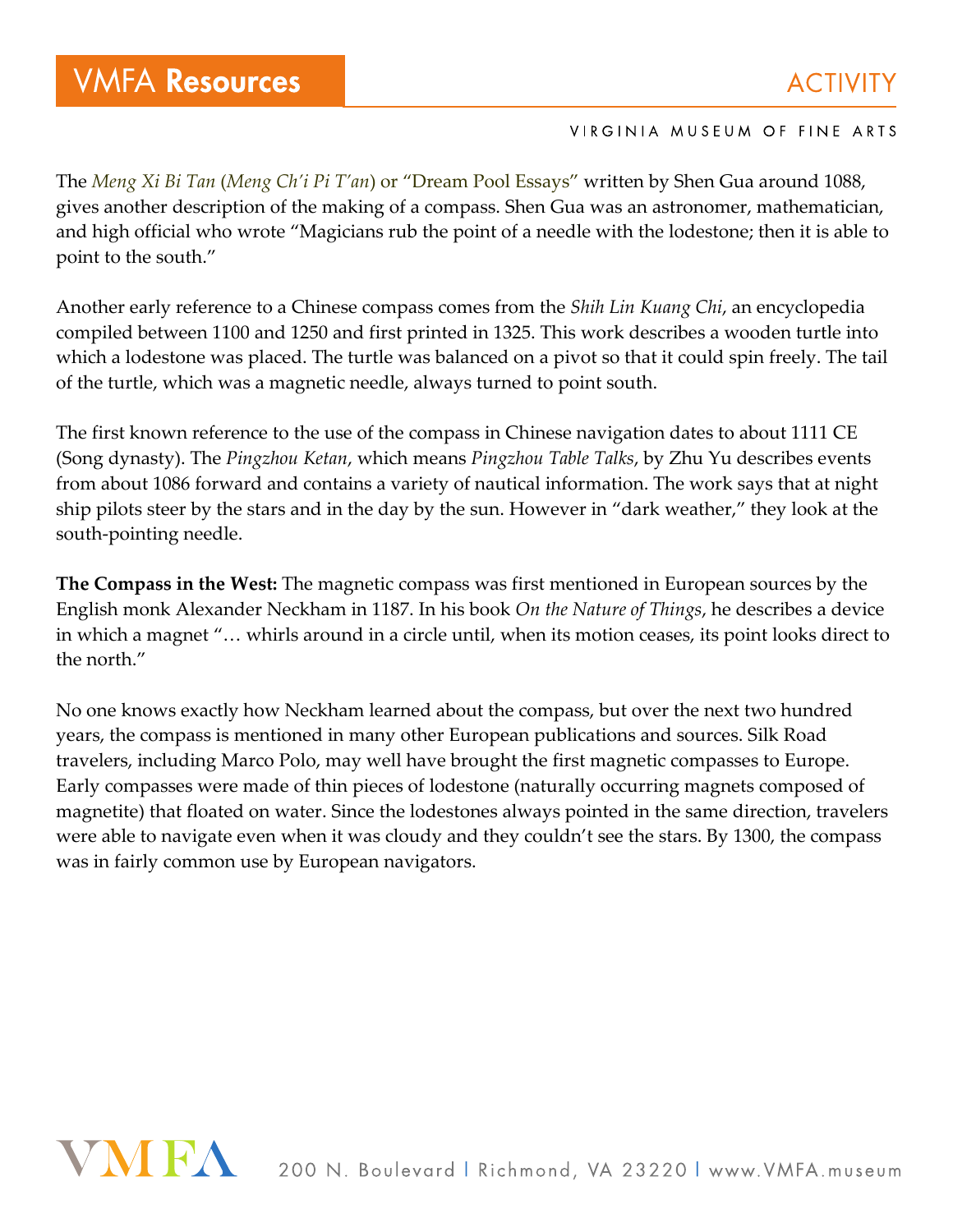The *Meng Xi Bi Tan* (*Meng Ch'i Pi T'an*) or "Dream Pool Essays" written by Shen Gua around 1088, gives another description of the making of a compass. Shen Gua was an astronomer, mathematician, and high official who wrote "Magicians rub the point of a needle with the lodestone; then it is able to point to the south."

Another early reference to a Chinese compass comes from the *Shih Lin Kuang Chi*, an encyclopedia compiled between 1100 and 1250 and first printed in 1325. This work describes a wooden turtle into which a lodestone was placed. The turtle was balanced on a pivot so that it could spin freely. The tail of the turtle, which was a magnetic needle, always turned to point south.

The first known reference to the use of the compass in Chinese navigation dates to about 1111 CE (Song dynasty). The *Pingzhou Ketan*, which means *Pingzhou Table Talks*, by Zhu Yu describes events from about 1086 forward and contains a variety of nautical information. The work says that at night ship pilots steer by the stars and in the day by the sun. However in "dark weather," they look at the south-pointing needle.

**The Compass in the West:** The magnetic compass was first mentioned in European sources by the English monk Alexander Neckham in 1187. In his book *On the Nature of Things*, he describes a device in which a magnet "… whirls around in a circle until, when its motion ceases, its point looks direct to the north."

No one knows exactly how Neckham learned about the compass, but over the next two hundred years, the compass is mentioned in many other European publications and sources. Silk Road travelers, including Marco Polo, may well have brought the first magnetic compasses to Europe. Early compasses were made of thin pieces of lodestone (naturally occurring magnets composed of magnetite) that floated on water. Since the lodestones always pointed in the same direction, travelers were able to navigate even when it was cloudy and they couldn't see the stars. By 1300, the compass was in fairly common use by European navigators.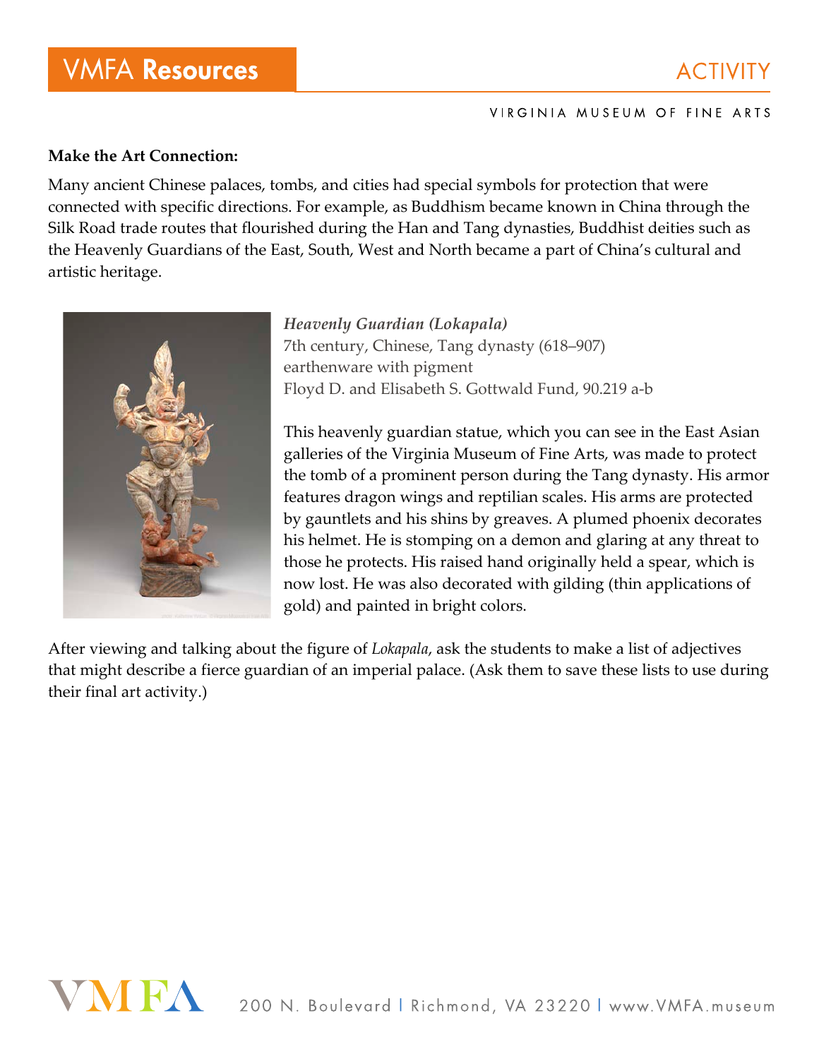**Make the Art Connection:**

Many ancient Chinese palaces, tombs, and cities had special symbols for protection that were connected with specific directions. For example, as Buddhism became known in China through the Silk Road trade routes that flourished during the Han and Tang dynasties, Buddhist deities such as the Heavenly Guardians of the East, South, West and North became a part of China's cultural and artistic heritage.

***Heavenly Guardian (Lokapala)***
7th century, Chinese, Tang dynasty (618–907)
earthenware with pigment
Floyd D. and Elisabeth S. Gottwald Fund, 90.219 a-b

This heavenly guardian statue, which you can see in the East Asian galleries of the Virginia Museum of Fine Arts, was made to protect the tomb of a prominent person during the Tang dynasty. His armor features dragon wings and reptilian scales. His arms are protected by gauntlets and his shins by greaves. A plumed phoenix decorates his helmet. He is stomping on a demon and glaring at any threat to those he protects. His raised hand originally held a spear, which is now lost. He was also decorated with gilding (thin applications of gold) and painted in bright colors.

After viewing and talking about the figure of *Lokapala*, ask the students to make a list of adjectives that might describe a fierce guardian of an imperial palace. (Ask them to save these lists to use during their final art activity.)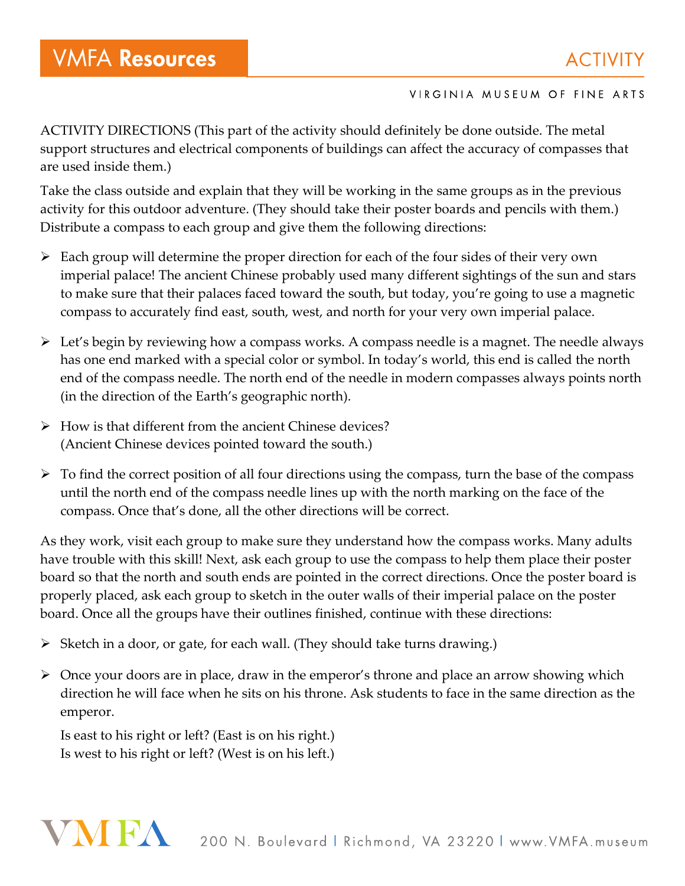ACTIVITY DIRECTIONS (This part of the activity should definitely be done outside. The metal support structures and electrical components of buildings can affect the accuracy of compasses that are used inside them.)

Take the class outside and explain that they will be working in the same groups as in the previous activity for this outdoor adventure. (They should take their poster boards and pencils with them.) Distribute a compass to each group and give them the following directions:

- Each group will determine the proper direction for each of the four sides of their very own imperial palace! The ancient Chinese probably used many different sightings of the sun and stars to make sure that their palaces faced toward the south, but today, you're going to use a magnetic compass to accurately find east, south, west, and north for your very own imperial palace.
- Let's begin by reviewing how a compass works. A compass needle is a magnet. The needle always has one end marked with a special color or symbol. In today's world, this end is called the north end of the compass needle. The north end of the needle in modern compasses always points north (in the direction of the Earth's geographic north).
- How is that different from the ancient Chinese devices?
  (Ancient Chinese devices pointed toward the south.)
- To find the correct position of all four directions using the compass, turn the base of the compass until the north end of the compass needle lines up with the north marking on the face of the compass. Once that's done, all the other directions will be correct.

As they work, visit each group to make sure they understand how the compass works. Many adults have trouble with this skill! Next, ask each group to use the compass to help them place their poster board so that the north and south ends are pointed in the correct directions. Once the poster board is properly placed, ask each group to sketch in the outer walls of their imperial palace on the poster board. Once all the groups have their outlines finished, continue with these directions:

- Sketch in a door, or gate, for each wall. (They should take turns drawing.)
- Once your doors are in place, draw in the emperor's throne and place an arrow showing which direction he will face when he sits on his throne. Ask students to face in the same direction as the emperor.

  Is east to his right or left? (East is on his right.)
  Is west to his right or left? (West is on his left.)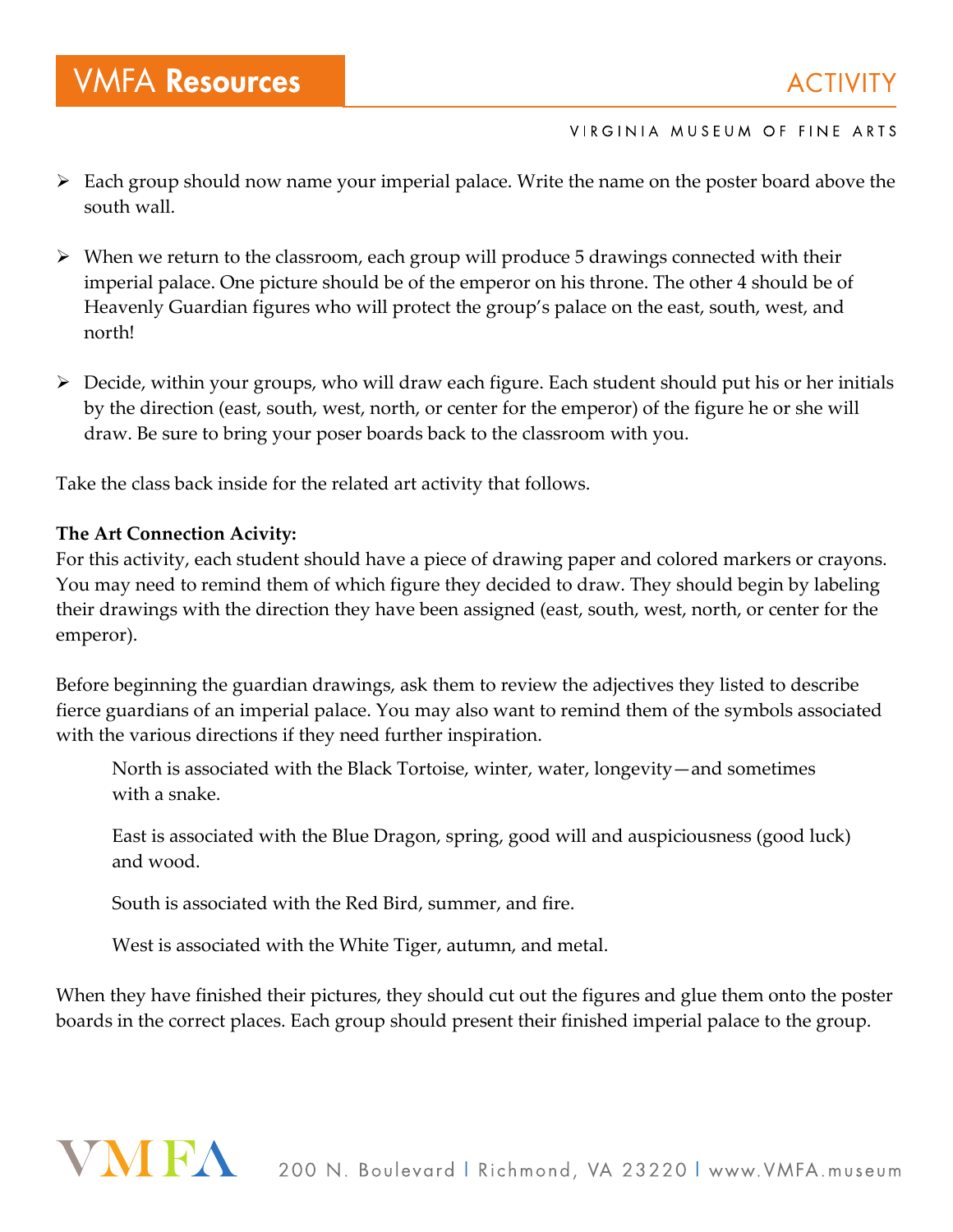- Each group should now name your imperial palace. Write the name on the poster board above the south wall.

- When we return to the classroom, each group will produce 5 drawings connected with their imperial palace. One picture should be of the emperor on his throne. The other 4 should be of Heavenly Guardian figures who will protect the group's palace on the east, south, west, and north!

- Decide, within your groups, who will draw each figure. Each student should put his or her initials by the direction (east, south, west, north, or center for the emperor) of the figure he or she will draw. Be sure to bring your poser boards back to the classroom with you.

Take the class back inside for the related art activity that follows.

**The Art Connection Acivity:**
For this activity, each student should have a piece of drawing paper and colored markers or crayons. You may need to remind them of which figure they decided to draw. They should begin by labeling their drawings with the direction they have been assigned (east, south, west, north, or center for the emperor).

Before beginning the guardian drawings, ask them to review the adjectives they listed to describe fierce guardians of an imperial palace. You may also want to remind them of the symbols associated with the various directions if they need further inspiration.

> North is associated with the Black Tortoise, winter, water, longevity—and sometimes with a snake.
>
> East is associated with the Blue Dragon, spring, good will and auspiciousness (good luck) and wood.
>
> South is associated with the Red Bird, summer, and fire.
>
> West is associated with the White Tiger, autumn, and metal.

When they have finished their pictures, they should cut out the figures and glue them onto the poster boards in the correct places. Each group should present their finished imperial palace to the group.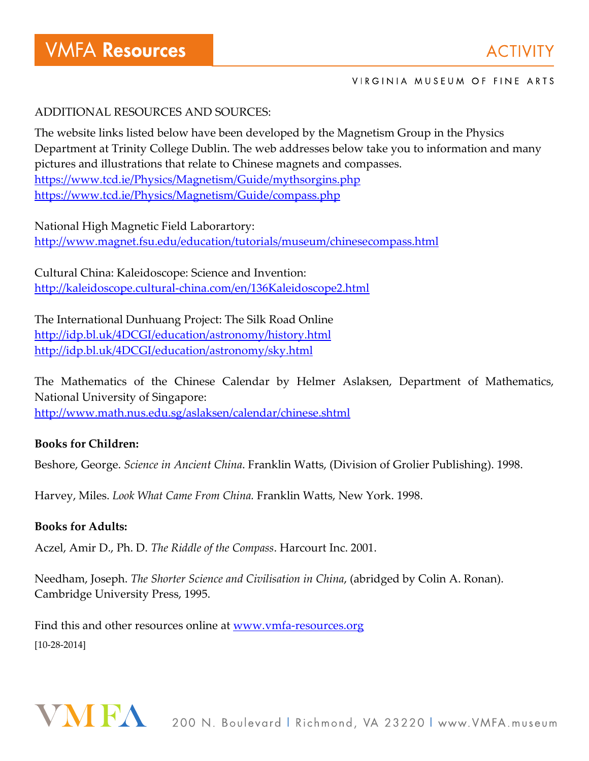ADDITIONAL RESOURCES AND SOURCES:

The website links listed below have been developed by the Magnetism Group in the Physics Department at Trinity College Dublin. The web addresses below take you to information and many pictures and illustrations that relate to Chinese magnets and compasses.
https://www.tcd.ie/Physics/Magnetism/Guide/mythsorgins.php
https://www.tcd.ie/Physics/Magnetism/Guide/compass.php

National High Magnetic Field Laborartory:
http://www.magnet.fsu.edu/education/tutorials/museum/chinesecompass.html

Cultural China: Kaleidoscope: Science and Invention:
http://kaleidoscope.cultural-china.com/en/136Kaleidoscope2.html

The International Dunhuang Project: The Silk Road Online
http://idp.bl.uk/4DCGI/education/astronomy/history.html
http://idp.bl.uk/4DCGI/education/astronomy/sky.html

The Mathematics of the Chinese Calendar by Helmer Aslaksen, Department of Mathematics, National University of Singapore:
http://www.math.nus.edu.sg/aslaksen/calendar/chinese.shtml

**Books for Children:**

Beshore, George. *Science in Ancient China*. Franklin Watts, (Division of Grolier Publishing). 1998.

Harvey, Miles. *Look What Came From China.* Franklin Watts, New York. 1998.

**Books for Adults:**

Aczel, Amir D., Ph. D. *The Riddle of the Compass*. Harcourt Inc. 2001.

Needham, Joseph. *The Shorter Science and Civilisation in China*, (abridged by Colin A. Ronan). Cambridge University Press, 1995.

Find this and other resources online at www.vmfa-resources.org

[10-28-2014]